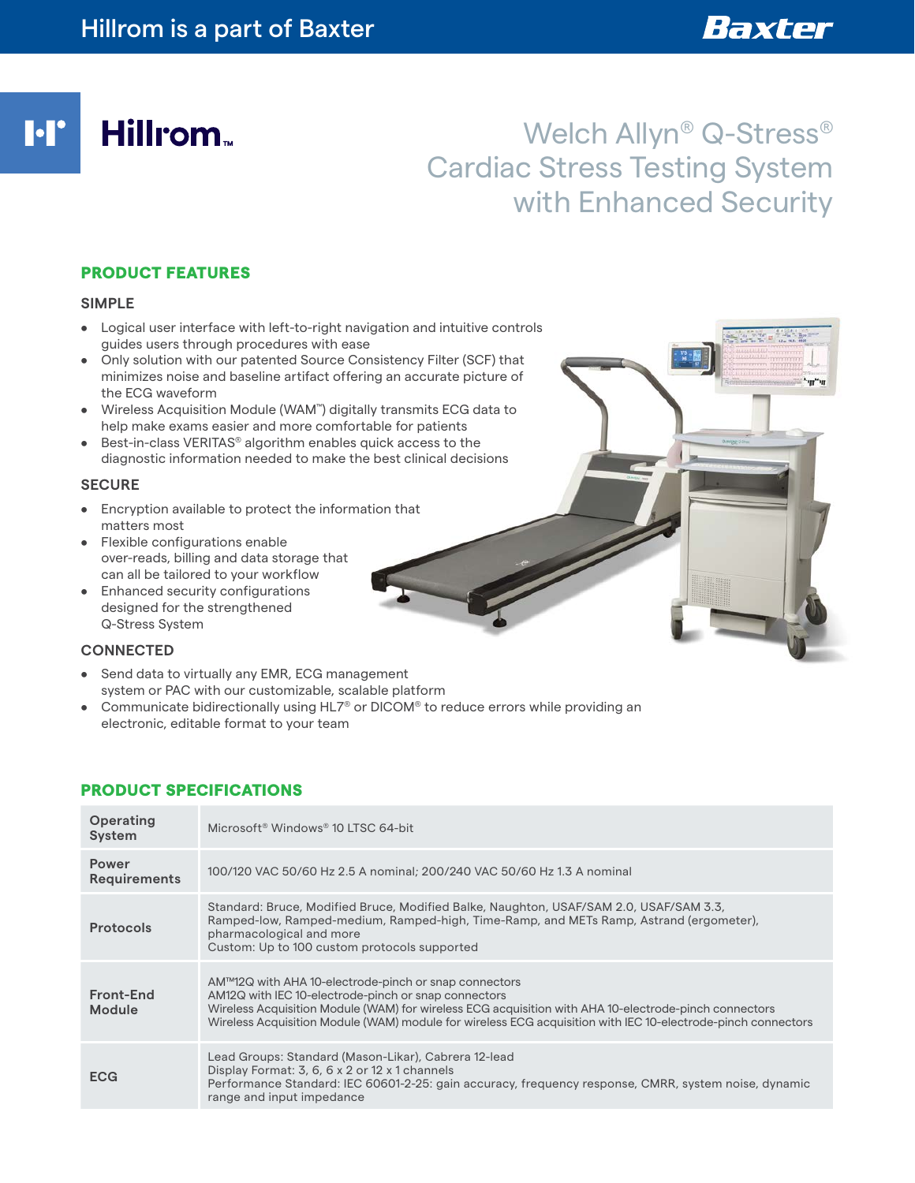Hillrom is a part of Baxter

# Welch Allyn® Q-Stress® Cardiac Stress Testing System with Enhanced Security

## PRODUCT FEATURES

### SIMPLE

- Logical user interface with left-to-right navigation and intuitive controls guides users through procedures with ease
- Only solution with our patented Source Consistency Filter (SCF) that minimizes noise and baseline artifact offering an accurate picture of the ECG waveform
- Wireless Acquisition Module (WAM™) digitally transmits ECG data to help make exams easier and more comfortable for patients
- Best-in-class VERITAS® algorithm enables quick access to the diagnostic information needed to make the best clinical decisions

### SECURE

- Encryption available to protect the information that matters most
- Flexible configurations enable over-reads, billing and data storage that can all be tailored to your workflow
- Enhanced security configurations designed for the strengthened Q-Stress System

### CONNECTED

- Send data to virtually any EMR, ECG management system or PAC with our customizable, scalable platform
- Communicate bidirectionally using HL7® or DICOM® to reduce errors while providing an electronic, editable format to your team

## PRODUCT SPECIFICATIONS

| | |
|---|---|
| **Operating System** | Microsoft® Windows® 10 LTSC 64-bit |
| **Power Requirements** | 100/120 VAC 50/60 Hz 2.5 A nominal; 200/240 VAC 50/60 Hz 1.3 A nominal |
| **Protocols** | Standard: Bruce, Modified Bruce, Modified Balke, Naughton, USAF/SAM 2.0, USAF/SAM 3.3, Ramped-low, Ramped-medium, Ramped-high, Time-Ramp, and METs Ramp, Astrand (ergometer), pharmacological and more<br>Custom: Up to 100 custom protocols supported |
| **Front-End Module** | AM™12Q with AHA 10-electrode-pinch or snap connectors<br>AM12Q with IEC 10-electrode-pinch or snap connectors<br>Wireless Acquisition Module (WAM) for wireless ECG acquisition with AHA 10-electrode-pinch connectors<br>Wireless Acquisition Module (WAM) module for wireless ECG acquisition with IEC 10-electrode-pinch connectors |
| **ECG** | Lead Groups: Standard (Mason-Likar), Cabrera 12-lead<br>Display Format: 3, 6, 6 x 2 or 12 x 1 channels<br>Performance Standard: IEC 60601-2-25: gain accuracy, frequency response, CMRR, system noise, dynamic range and input impedance |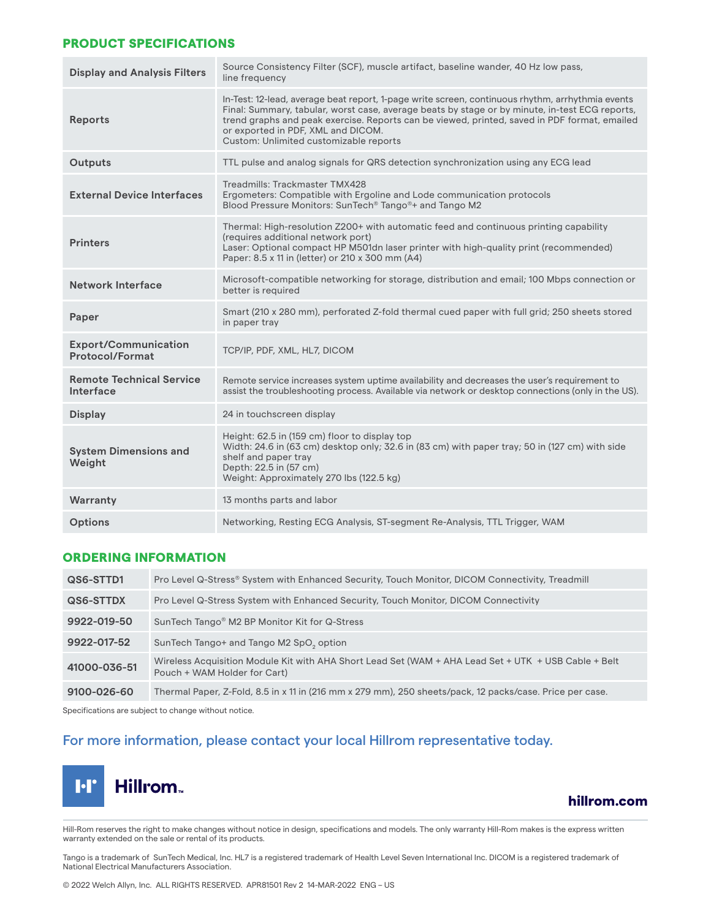## PRODUCT SPECIFICATIONS

| | |
|---|---|
| **Display and Analysis Filters** | Source Consistency Filter (SCF), muscle artifact, baseline wander, 40 Hz low pass, line frequency |
| **Reports** | In-Test: 12-lead, average beat report, 1-page write screen, continuous rhythm, arrhythmia events<br>Final: Summary, tabular, worst case, average beats by stage or by minute, in-test ECG reports, trend graphs and peak exercise. Reports can be viewed, printed, saved in PDF format, emailed or exported in PDF, XML and DICOM.<br>Custom: Unlimited customizable reports |
| **Outputs** | TTL pulse and analog signals for QRS detection synchronization using any ECG lead |
| **External Device Interfaces** | Treadmills: Trackmaster TMX428<br>Ergometers: Compatible with Ergoline and Lode communication protocols<br>Blood Pressure Monitors: SunTech® Tango®+ and Tango M2 |
| **Printers** | Thermal: High-resolution Z200+ with automatic feed and continuous printing capability (requires additional network port)<br>Laser: Optional compact HP M501dn laser printer with high-quality print (recommended)<br>Paper: 8.5 x 11 in (letter) or 210 x 300 mm (A4) |
| **Network Interface** | Microsoft-compatible networking for storage, distribution and email; 100 Mbps connection or better is required |
| **Paper** | Smart (210 x 280 mm), perforated Z-fold thermal cued paper with full grid; 250 sheets stored in paper tray |
| **Export/Communication Protocol/Format** | TCP/IP, PDF, XML, HL7, DICOM |
| **Remote Technical Service Interface** | Remote service increases system uptime availability and decreases the user's requirement to assist the troubleshooting process. Available via network or desktop connections (only in the US). |
| **Display** | 24 in touchscreen display |
| **System Dimensions and Weight** | Height: 62.5 in (159 cm) floor to display top<br>Width: 24.6 in (63 cm) desktop only; 32.6 in (83 cm) with paper tray; 50 in (127 cm) with side shelf and paper tray<br>Depth: 22.5 in (57 cm)<br>Weight: Approximately 270 lbs (122.5 kg) |
| **Warranty** | 13 months parts and labor |
| **Options** | Networking, Resting ECG Analysis, ST-segment Re-Analysis, TTL Trigger, WAM |

## ORDERING INFORMATION

| | |
|---|---|
| **QS6-STTD1** | Pro Level Q-Stress® System with Enhanced Security, Touch Monitor, DICOM Connectivity, Treadmill |
| **QS6-STTDX** | Pro Level Q-Stress System with Enhanced Security, Touch Monitor, DICOM Connectivity |
| **9922-019-50** | SunTech Tango® M2 BP Monitor Kit for Q-Stress |
| **9922-017-52** | SunTech Tango+ and Tango M2 $SpO_2$ option |
| **41000-036-51** | Wireless Acquisition Module Kit with AHA Short Lead Set (WAM + AHA Lead Set + UTK + USB Cable + Belt Pouch + WAM Holder for Cart) |
| **9100-026-60** | Thermal Paper, Z-Fold, 8.5 in x 11 in (216 mm x 279 mm), 250 sheets/pack, 12 packs/case. Price per case. |

Specifications are subject to change without notice.

## For more information, please contact your local Hillrom representative today.

Hillrom™

**hillrom.com**

Hill-Rom reserves the right to make changes without notice in design, specifications and models. The only warranty Hill-Rom makes is the express written warranty extended on the sale or rental of its products.

Tango is a trademark of SunTech Medical, Inc. HL7 is a registered trademark of Health Level Seven International Inc. DICOM is a registered trademark of National Electrical Manufacturers Association.

© 2022 Welch Allyn, Inc. ALL RIGHTS RESERVED. APR81501 Rev 2 14-MAR-2022 ENG – US